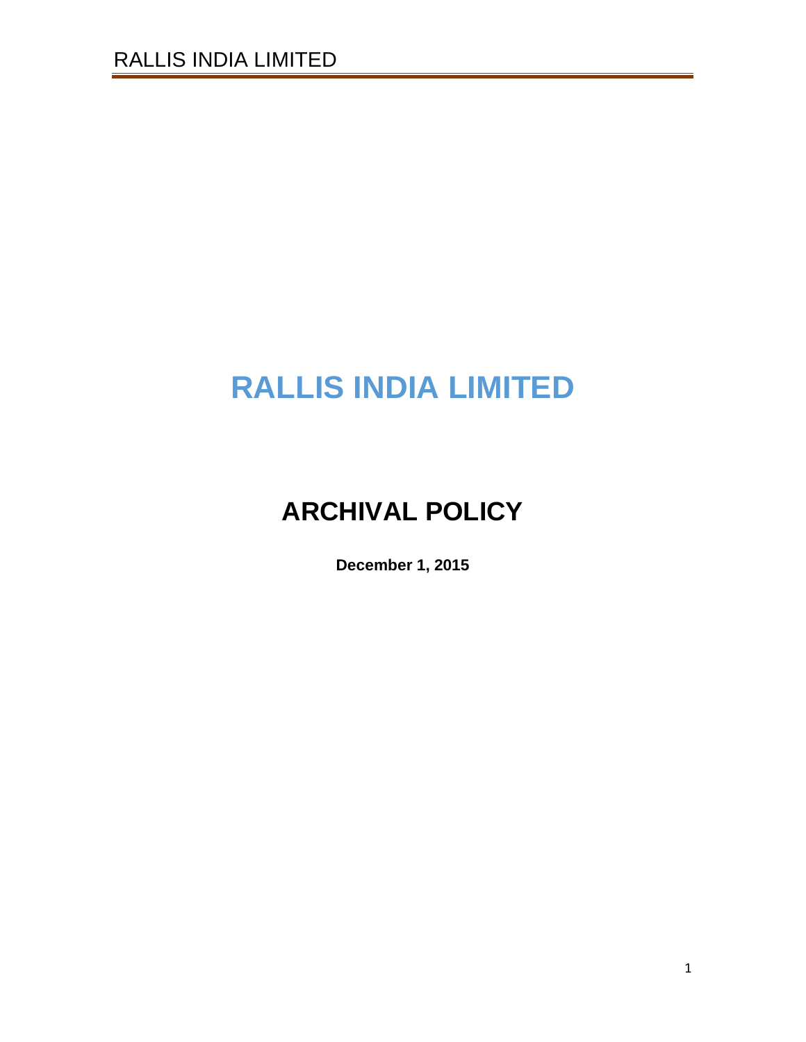# RALLIS INDIA LIMITED

## ARCHIVAL POLICY

**December 1, 2015**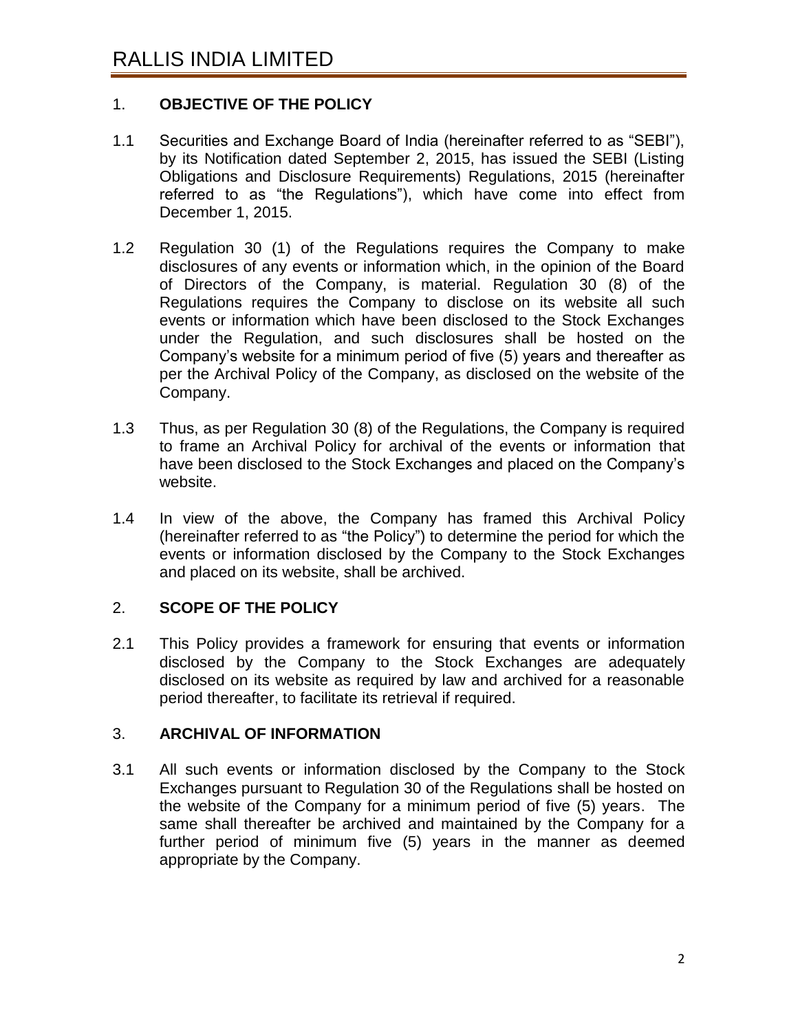# RALLIS INDIA LIMITED

## 1. OBJECTIVE OF THE POLICY

1.1 Securities and Exchange Board of India (hereinafter referred to as "SEBI"), by its Notification dated September 2, 2015, has issued the SEBI (Listing Obligations and Disclosure Requirements) Regulations, 2015 (hereinafter referred to as "the Regulations"), which have come into effect from December 1, 2015.

1.2 Regulation 30 (1) of the Regulations requires the Company to make disclosures of any events or information which, in the opinion of the Board of Directors of the Company, is material. Regulation 30 (8) of the Regulations requires the Company to disclose on its website all such events or information which have been disclosed to the Stock Exchanges under the Regulation, and such disclosures shall be hosted on the Company's website for a minimum period of five (5) years and thereafter as per the Archival Policy of the Company, as disclosed on the website of the Company.

1.3 Thus, as per Regulation 30 (8) of the Regulations, the Company is required to frame an Archival Policy for archival of the events or information that have been disclosed to the Stock Exchanges and placed on the Company's website.

1.4 In view of the above, the Company has framed this Archival Policy (hereinafter referred to as "the Policy") to determine the period for which the events or information disclosed by the Company to the Stock Exchanges and placed on its website, shall be archived.

## 2. SCOPE OF THE POLICY

2.1 This Policy provides a framework for ensuring that events or information disclosed by the Company to the Stock Exchanges are adequately disclosed on its website as required by law and archived for a reasonable period thereafter, to facilitate its retrieval if required.

## 3. ARCHIVAL OF INFORMATION

3.1 All such events or information disclosed by the Company to the Stock Exchanges pursuant to Regulation 30 of the Regulations shall be hosted on the website of the Company for a minimum period of five (5) years. The same shall thereafter be archived and maintained by the Company for a further period of minimum five (5) years in the manner as deemed appropriate by the Company.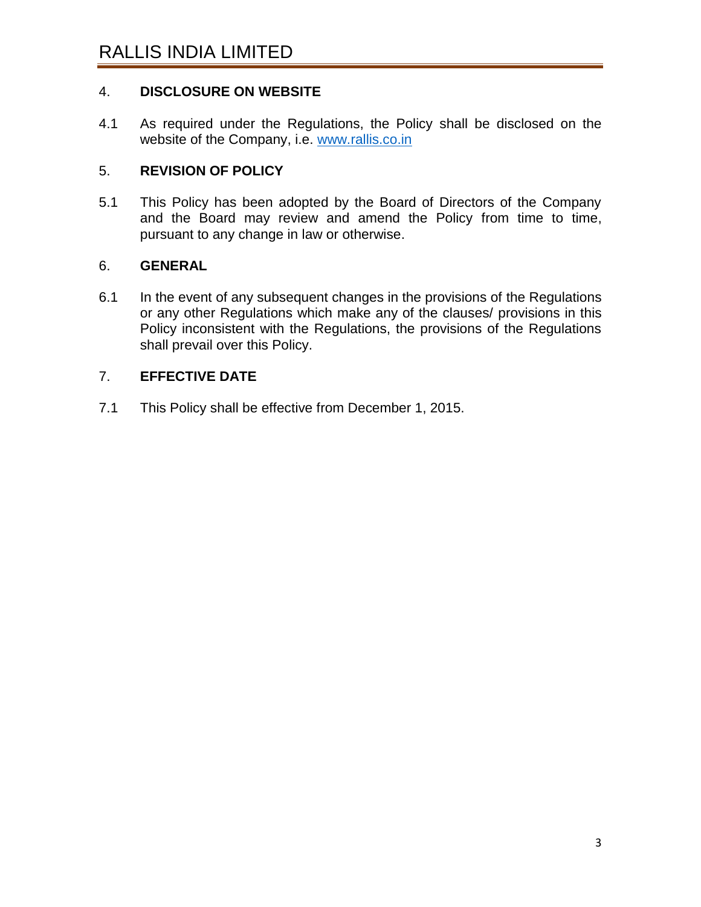## 4. DISCLOSURE ON WEBSITE

4.1 As required under the Regulations, the Policy shall be disclosed on the website of the Company, i.e. www.rallis.co.in

## 5. REVISION OF POLICY

5.1 This Policy has been adopted by the Board of Directors of the Company and the Board may review and amend the Policy from time to time, pursuant to any change in law or otherwise.

## 6. GENERAL

6.1 In the event of any subsequent changes in the provisions of the Regulations or any other Regulations which make any of the clauses/ provisions in this Policy inconsistent with the Regulations, the provisions of the Regulations shall prevail over this Policy.

## 7. EFFECTIVE DATE

7.1 This Policy shall be effective from December 1, 2015.